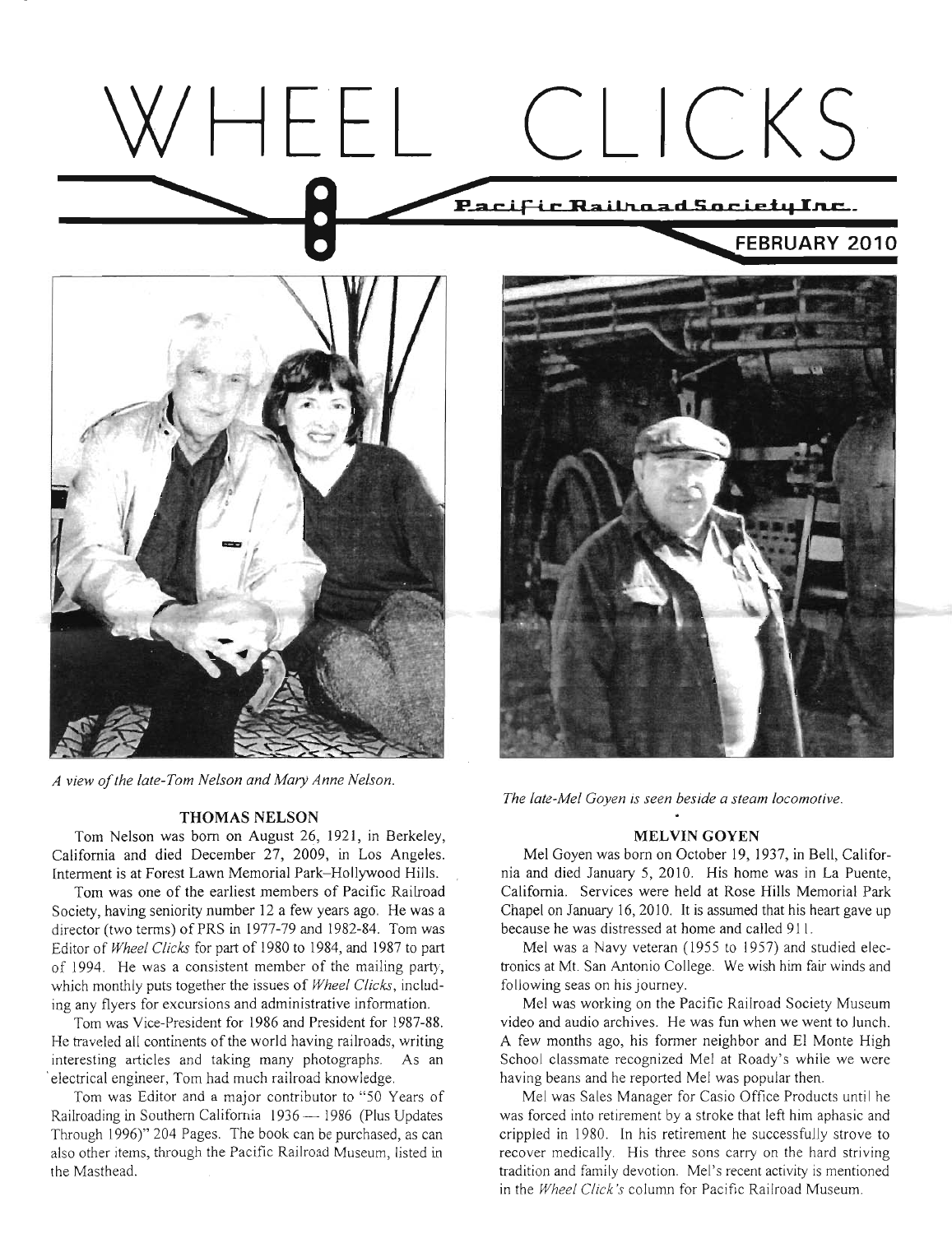# WHEEL CLICKS

**Pacific Railroad Society Inc.**

**FEBRUARY 2010**

*A view of the late-Tom Nelson and Mary Anne Nelson.*

## THOMAS NELSON

Tom Nelson was born on August 26, 1921, in Berkeley, California and died December 27, 2009, in Los Angeles. Interment is at Forest Lawn Memorial Park–Hollywood Hills.

Tom was one of the earliest members of Pacific Railroad Society, having seniority number 12 a few years ago. He was a director (two terms) of PRS in 1977-79 and 1982-84. Tom was Editor of *Wheel Clicks* for part of 1980 to 1984, and 1987 to part of 1994. He was a consistent member of the mailing party, which monthly puts together the issues of *Wheel Clicks*, including any flyers for excursions and administrative information.

Tom was Vice-President for 1986 and President for 1987-88. He traveled all continents of the world having railroads, writing interesting articles and taking many photographs. As an electrical engineer, Tom had much railroad knowledge.

Tom was Editor and a major contributor to "50 Years of Railroading in Southern California 1936 — 1986 (Plus Updates Through 1996)" 204 Pages. The book can be purchased, as can also other items, through the Pacific Railroad Museum, listed in the Masthead.

*The late-Mel Goyen is seen beside a steam locomotive.*

## MELVIN GOYEN

Mel Goyen was born on October 19, 1937, in Bell, California and died January 5, 2010. His home was in La Puente, California. Services were held at Rose Hills Memorial Park Chapel on January 16, 2010. It is assumed that his heart gave up because he was distressed at home and called 911.

Mel was a Navy veteran (1955 to 1957) and studied electronics at Mt. San Antonio College. We wish him fair winds and following seas on his journey.

Mel was working on the Pacific Railroad Society Museum video and audio archives. He was fun when we went to lunch. A few months ago, his former neighbor and El Monte High School classmate recognized Mel at Roady's while we were having beans and he reported Mel was popular then.

Mel was Sales Manager for Casio Office Products until he was forced into retirement by a stroke that left him aphasic and crippled in 1980. In his retirement he successfully strove to recover medically. His three sons carry on the hard striving tradition and family devotion. Mel's recent activity is mentioned in the *Wheel Click's* column for Pacific Railroad Museum.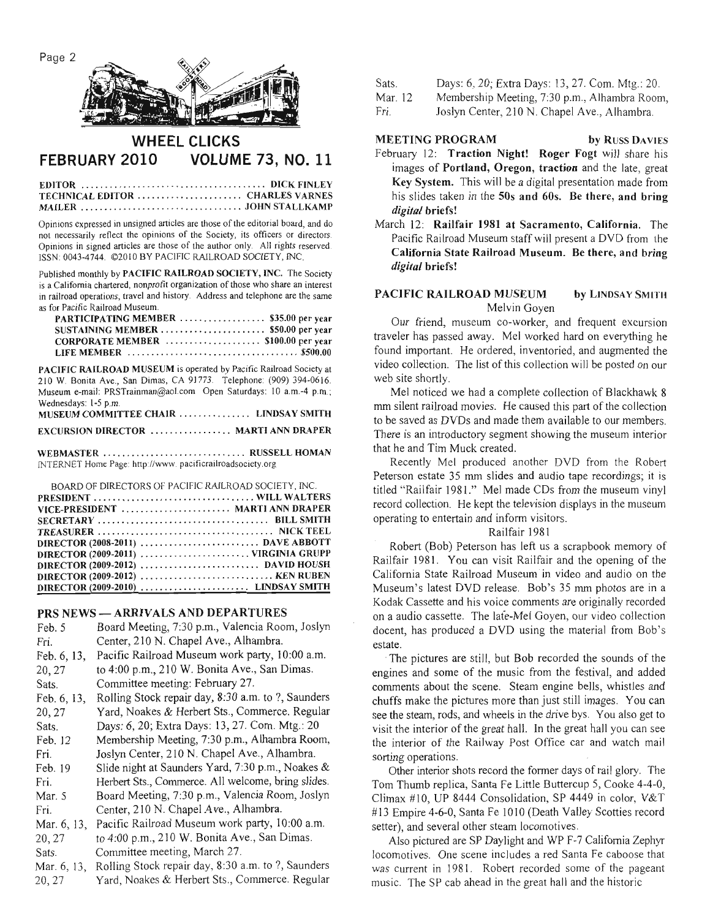# WHEEL CLICKS

## FEBRUARY 2010 VOLUME 73, NO. 11

EDITOR .................................... DICK FINLEY
TECHNICAL EDITOR .................... CHARLES VARNES
MAILER .................................. JOHN STALLKAMP

Opinions expressed in unsigned articles are those of the editorial board, and do not necessarily reflect the opinions of the Society, its officers or directors. Opinions in signed articles are those of the author only. All rights reserved. ISSN: 0043-4744. ©2010 BY PACIFIC RAILROAD SOCIETY, INC.

Published monthly by **PACIFIC RAILROAD SOCIETY, INC.** The Society is a California chartered, nonprofit organization of those who share an interest in railroad operations, travel and history. Address and telephone are the same as for Pacific Railroad Museum.

| | |
|---|---|
| **PARTICIPATING MEMBER** | $35.00 per year |
| **SUSTAINING MEMBER** | $50.00 per year |
| **CORPORATE MEMBER** | $100.00 per year |
| **LIFE MEMBER** | $500.00 |

**PACIFIC RAILROAD MUSEUM** is operated by Pacific Railroad Society at 210 W. Bonita Ave., San Dimas, CA 91773. Telephone: (909) 394-0616. Museum e-mail: PRSTrainman@aol.com Open Saturdays: 10 a.m.-4 p.m.; Wednesdays: 1-5 p.m.

**MUSEUM COMMITTEE CHAIR** .............. **LINDSAY SMITH**

**EXCURSION DIRECTOR** ................ **MARTI ANN DRAPER**

**WEBMASTER** ............................ **RUSSELL HOMAN**
INTERNET Home Page: http://www. pacificrailroadsociety.org

BOARD OF DIRECTORS OF PACIFIC RAILROAD SOCIETY, INC.

| | |
|---|---|
| **PRESIDENT** | **WILL WALTERS** |
| **VICE-PRESIDENT** | **MARTI ANN DRAPER** |
| **SECRETARY** | **BILL SMITH** |
| **TREASURER** | **NICK TEEL** |
| **DIRECTOR (2008-2011)** | **DAVE ABBOTT** |
| **DIRECTOR (2009-2011)** | **VIRGINIA GRUPP** |
| **DIRECTOR (2009-2012)** | **DAVID HOUSH** |
| **DIRECTOR (2009-2012)** | **KEN RUBEN** |
| **DIRECTOR (2009-2010)** | **LINDSAY SMITH** |

## PRS NEWS — ARRIVALS AND DEPARTURES

| | |
|---|---|
| Feb. 5 Fri. | Board Meeting, 7:30 p.m., Valencia Room, Joslyn Center, 210 N. Chapel Ave., Alhambra. |
| Feb. 6, 13, 20, 27 Sats. | Pacific Railroad Museum work party, 10:00 a.m. to 4:00 p.m., 210 W. Bonita Ave., San Dimas. Committee meeting: February 27. |
| Feb. 6, 13, 20, 27 Sats. | Rolling Stock repair day, 8:30 a.m. to ?, Saunders Yard, Noakes & Herbert Sts., Commerce. Regular Days: 6, 20; Extra Days: 13, 27. Com. Mtg.: 20 |
| Feb. 12 Fri. | Membership Meeting, 7:30 p.m., Alhambra Room, Joslyn Center, 210 N. Chapel Ave., Alhambra. |
| Feb. 19 Fri. | Slide night at Saunders Yard, 7:30 p.m., Noakes & Herbert Sts., Commerce. All welcome, bring slides. |
| Mar. 5 Fri. | Board Meeting, 7:30 p.m., Valencia Room, Joslyn Center, 210 N. Chapel Ave., Alhambra. |
| Mar. 6, 13, 20, 27 Sats. | Pacific Railroad Museum work party, 10:00 a.m. to 4:00 p.m., 210 W. Bonita Ave., San Dimas. Committee meeting, March 27. |
| Mar. 6, 13, 20, 27 Sats. | Rolling Stock repair day, 8:30 a.m. to ?, Saunders Yard, Noakes & Herbert Sts., Commerce. Regular Days: 6, 20; Extra Days: 13, 27. Com. Mtg.: 20. |
| Mar. 12 Fri. | Membership Meeting, 7:30 p.m., Alhambra Room, Joslyn Center, 210 N. Chapel Ave., Alhambra. |

## MEETING PROGRAM by RUSS DAVIES

February 12: **Traction Night! Roger Fogt** will share his images of **Portland, Oregon, traction** and the late, great **Key System.** This will be a digital presentation made from his slides taken in the **50s and 60s. Be there, and bring *digital* briefs!**

March 12: **Railfair 1981 at Sacramento, California.** The Pacific Railroad Museum staff will present a DVD from the **California State Railroad Museum. Be there, and bring *digital* briefs!**

## PACIFIC RAILROAD MUSEUM by LINDSAY SMITH

### Melvin Goyen

Our friend, museum co-worker, and frequent excursion traveler has passed away. Mel worked hard on everything he found important. He ordered, inventoried, and augmented the video collection. The list of this collection will be posted on our web site shortly.

Mel noticed we had a complete collection of Blackhawk 8 mm silent railroad movies. He caused this part of the collection to be saved as DVDs and made them available to our members. There is an introductory segment showing the museum interior that he and Tim Muck created.

Recently Mel produced another DVD from the Robert Peterson estate 35 mm slides and audio tape recordings; it is titled "Railfair 1981." Mel made CDs from the museum vinyl record collection. He kept the television displays in the museum operating to entertain and inform visitors.

### Railfair 1981

Robert (Bob) Peterson has left us a scrapbook memory of Railfair 1981. You can visit Railfair and the opening of the California State Railroad Museum in video and audio on the Museum's latest DVD release. Bob's 35 mm photos are in a Kodak Cassette and his voice comments are originally recorded on a audio cassette. The late-Mel Goyen, our video collection docent, has produced a DVD using the material from Bob's estate.

The pictures are still, but Bob recorded the sounds of the engines and some of the music from the festival, and added comments about the scene. Steam engine bells, whistles and chuffs make the pictures more than just still images. You can see the steam, rods, and wheels in the drive bys. You also get to visit the interior of the great hall. In the great hall you can see the interior of the Railway Post Office car and watch mail sorting operations.

Other interior shots record the former days of rail glory. The Tom Thumb replica, Santa Fe Little Buttercup 5, Cooke 4-4-0, Climax #10, UP 8444 Consolidation, SP 4449 in color, V&T #13 Empire 4-6-0, Santa Fe 1010 (Death Valley Scotties record setter), and several other steam locomotives.

Also pictured are SP Daylight and WP F-7 California Zephyr locomotives. One scene includes a red Santa Fe caboose that was current in 1981. Robert recorded some of the pageant music. The SP cab ahead in the great hall and the historic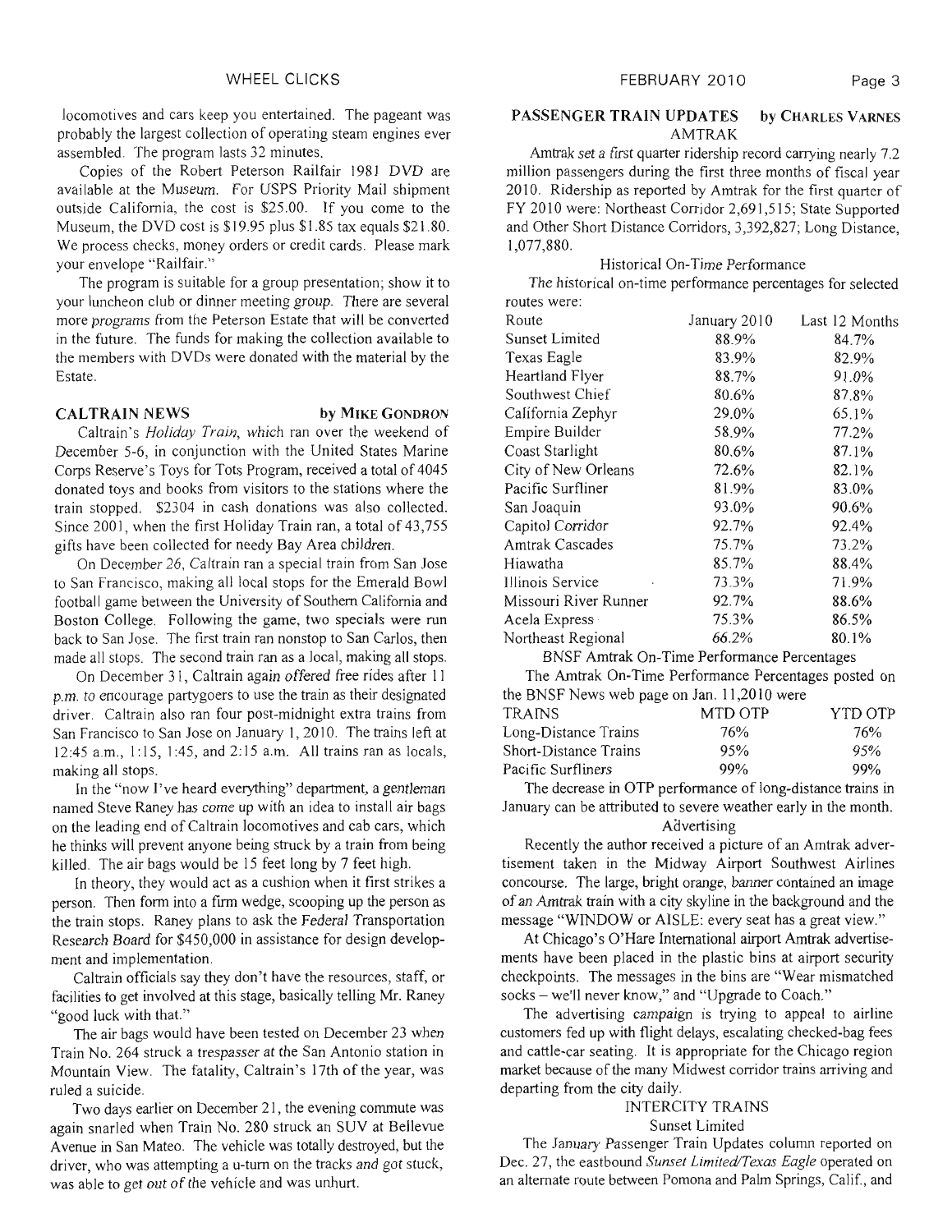locomotives and cars keep you entertained. The pageant was probably the largest collection of operating steam engines ever assembled. The program lasts 32 minutes.

Copies of the Robert Peterson Railfair 1981 DVD are available at the Museum. For USPS Priority Mail shipment outside California, the cost is $25.00. If you come to the Museum, the DVD cost is $19.95 plus $1.85 tax equals $21.80. We process checks, money orders or credit cards. Please mark your envelope "Railfair."

The program is suitable for a group presentation; show it to your luncheon club or dinner meeting group. There are several more programs from the Peterson Estate that will be converted in the future. The funds for making the collection available to the members with DVDs were donated with the material by the Estate.

## CALTRAIN NEWS by MIKE GONDRON

Caltrain's *Holiday Train*, which ran over the weekend of December 5-6, in conjunction with the United States Marine Corps Reserve's Toys for Tots Program, received a total of 4045 donated toys and books from visitors to the stations where the train stopped. $2304 in cash donations was also collected. Since 2001, when the first Holiday Train ran, a total of 43,755 gifts have been collected for needy Bay Area children.

On December 26, Caltrain ran a special train from San Jose to San Francisco, making all local stops for the Emerald Bowl football game between the University of Southern California and Boston College. Following the game, two specials were run back to San Jose. The first train ran nonstop to San Carlos, then made all stops. The second train ran as a local, making all stops.

On December 31, Caltrain again offered free rides after 11 p.m. to encourage partygoers to use the train as their designated driver. Caltrain also ran four post-midnight extra trains from San Francisco to San Jose on January 1, 2010. The trains left at 12:45 a.m., 1:15, 1:45, and 2:15 a.m. All trains ran as locals, making all stops.

In the "now I've heard everything" department, a gentleman named Steve Raney has come up with an idea to install air bags on the leading end of Caltrain locomotives and cab cars, which he thinks will prevent anyone being struck by a train from being killed. The air bags would be 15 feet long by 7 feet high.

In theory, they would act as a cushion when it first strikes a person. Then form into a firm wedge, scooping up the person as the train stops. Raney plans to ask the Federal Transportation Research Board for $450,000 in assistance for design development and implementation.

Caltrain officials say they don't have the resources, staff, or facilities to get involved at this stage, basically telling Mr. Raney "good luck with that."

The air bags would have been tested on December 23 when Train No. 264 struck a trespasser at the San Antonio station in Mountain View. The fatality, Caltrain's 17th of the year, was ruled a suicide.

Two days earlier on December 21, the evening commute was again snarled when Train No. 280 struck an SUV at Bellevue Avenue in San Mateo. The vehicle was totally destroyed, but the driver, who was attempting a u-turn on the tracks and got stuck, was able to get out of the vehicle and was unhurt.

## PASSENGER TRAIN UPDATES by CHARLES VARNES

### AMTRAK

Amtrak set a first quarter ridership record carrying nearly 7.2 million passengers during the first three months of fiscal year 2010. Ridership as reported by Amtrak for the first quarter of FY 2010 were: Northeast Corridor 2,691,515; State Supported and Other Short Distance Corridors, 3,392,827; Long Distance, 1,077,880.

Historical On-Time Performance

The historical on-time performance percentages for selected routes were:

| Route | January 2010 | Last 12 Months |
|---|---|---|
| Sunset Limited | 88.9% | 84.7% |
| Texas Eagle | 83.9% | 82.9% |
| Heartland Flyer | 88.7% | 91.0% |
| Southwest Chief | 80.6% | 87.8% |
| California Zephyr | 29.0% | 65.1% |
| Empire Builder | 58.9% | 77.2% |
| Coast Starlight | 80.6% | 87.1% |
| City of New Orleans | 72.6% | 82.1% |
| Pacific Surfliner | 81.9% | 83.0% |
| San Joaquin | 93.0% | 90.6% |
| Capitol Corridor | 92.7% | 92.4% |
| Amtrak Cascades | 75.7% | 73.2% |
| Hiawatha | 85.7% | 88.4% |
| Illinois Service | 73.3% | 71.9% |
| Missouri River Runner | 92.7% | 88.6% |
| Acela Express | 75.3% | 86.5% |
| Northeast Regional | 66.2% | 80.1% |

BNSF Amtrak On-Time Performance Percentages

The Amtrak On-Time Performance Percentages posted on the BNSF News web page on Jan. 11,2010 were

| TRAINS | MTD OTP | YTD OTP |
|---|---|---|
| Long-Distance Trains | 76% | 76% |
| Short-Distance Trains | 95% | 95% |
| Pacific Surfliners | 99% | 99% |

The decrease in OTP performance of long-distance trains in January can be attributed to severe weather early in the month.

Advertising

Recently the author received a picture of an Amtrak advertisement taken in the Midway Airport Southwest Airlines concourse. The large, bright orange, banner contained an image of an Amtrak train with a city skyline in the background and the message "WINDOW or AISLE: every seat has a great view."

At Chicago's O'Hare International airport Amtrak advertisements have been placed in the plastic bins at airport security checkpoints. The messages in the bins are "Wear mismatched socks – we'll never know," and "Upgrade to Coach."

The advertising campaign is trying to appeal to airline customers fed up with flight delays, escalating checked-bag fees and cattle-car seating. It is appropriate for the Chicago region market because of the many Midwest corridor trains arriving and departing from the city daily.

### INTERCITY TRAINS

Sunset Limited

The January Passenger Train Updates column reported on Dec. 27, the eastbound *Sunset Limited/Texas Eagle* operated on an alternate route between Pomona and Palm Springs, Calif., and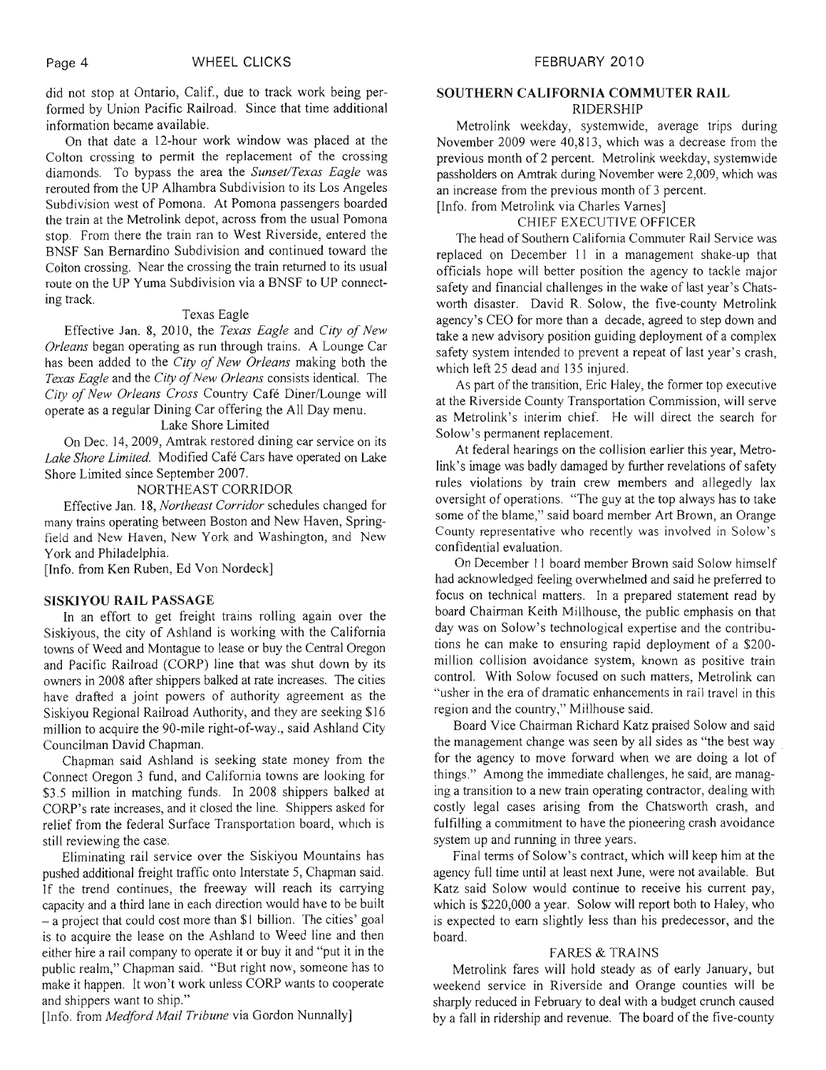did not stop at Ontario, Calif., due to track work being performed by Union Pacific Railroad. Since that time additional information became available.

On that date a 12-hour work window was placed at the Colton crossing to permit the replacement of the crossing diamonds. To bypass the area the *Sunset/Texas Eagle* was rerouted from the UP Alhambra Subdivision to its Los Angeles Subdivision west of Pomona. At Pomona passengers boarded the train at the Metrolink depot, across from the usual Pomona stop. From there the train ran to West Riverside, entered the BNSF San Bernardino Subdivision and continued toward the Colton crossing. Near the crossing the train returned to its usual route on the UP Yuma Subdivision via a BNSF to UP connecting track.

### Texas Eagle

Effective Jan. 8, 2010, the *Texas Eagle* and *City of New Orleans* began operating as run through trains. A Lounge Car has been added to the *City of New Orleans* making both the *Texas Eagle* and the *City of New Orleans* consists identical. The *City of New Orleans Cross* Country Café Diner/Lounge will operate as a regular Dining Car offering the All Day menu.

### Lake Shore Limited

On Dec. 14, 2009, Amtrak restored dining car service on its *Lake Shore Limited.* Modified Café Cars have operated on Lake Shore Limited since September 2007.

### NORTHEAST CORRIDOR

Effective Jan. 18, *Northeast Corridor* schedules changed for many trains operating between Boston and New Haven, Springfield and New Haven, New York and Washington, and New York and Philadelphia.

[Info. from Ken Ruben, Ed Von Nordeck]

## SISKIYOU RAIL PASSAGE

In an effort to get freight trains rolling again over the Siskiyous, the city of Ashland is working with the California towns of Weed and Montague to lease or buy the Central Oregon and Pacific Railroad (CORP) line that was shut down by its owners in 2008 after shippers balked at rate increases. The cities have drafted a joint powers of authority agreement as the Siskiyou Regional Railroad Authority, and they are seeking $16 million to acquire the 90-mile right-of-way., said Ashland City Councilman David Chapman.

Chapman said Ashland is seeking state money from the Connect Oregon 3 fund, and California towns are looking for $3.5 million in matching funds. In 2008 shippers balked at CORP's rate increases, and it closed the line. Shippers asked for relief from the federal Surface Transportation board, which is still reviewing the case.

Eliminating rail service over the Siskiyou Mountains has pushed additional freight traffic onto Interstate 5, Chapman said. If the trend continues, the freeway will reach its carrying capacity and a third lane in each direction would have to be built – a project that could cost more than $1 billion. The cities' goal is to acquire the lease on the Ashland to Weed line and then either hire a rail company to operate it or buy it and "put it in the public realm," Chapman said. "But right now, someone has to make it happen. It won't work unless CORP wants to cooperate and shippers want to ship."

[Info. from *Medford Mail Tribune* via Gordon Nunnally]

## SOUTHERN CALIFORNIA COMMUTER RAIL

### RIDERSHIP

Metrolink weekday, systemwide, average trips during November 2009 were 40,813, which was a decrease from the previous month of 2 percent. Metrolink weekday, systemwide passholders on Amtrak during November were 2,009, which was an increase from the previous month of 3 percent.

[Info. from Metrolink via Charles Varnes]

### CHIEF EXECUTIVE OFFICER

The head of Southern California Commuter Rail Service was replaced on December 11 in a management shake-up that officials hope will better position the agency to tackle major safety and financial challenges in the wake of last year's Chatsworth disaster. David R. Solow, the five-county Metrolink agency's CEO for more than a decade, agreed to step down and take a new advisory position guiding deployment of a complex safety system intended to prevent a repeat of last year's crash, which left 25 dead and 135 injured.

As part of the transition, Eric Haley, the former top executive at the Riverside County Transportation Commission, will serve as Metrolink's interim chief. He will direct the search for Solow's permanent replacement.

At federal hearings on the collision earlier this year, Metrolink's image was badly damaged by further revelations of safety rules violations by train crew members and allegedly lax oversight of operations. "The guy at the top always has to take some of the blame," said board member Art Brown, an Orange County representative who recently was involved in Solow's confidential evaluation.

On December 11 board member Brown said Solow himself had acknowledged feeling overwhelmed and said he preferred to focus on technical matters. In a prepared statement read by board Chairman Keith Millhouse, the public emphasis on that day was on Solow's technological expertise and the contributions he can make to ensuring rapid deployment of a $200-million collision avoidance system, known as positive train control. With Solow focused on such matters, Metrolink can "usher in the era of dramatic enhancements in rail travel in this region and the country," Millhouse said.

Board Vice Chairman Richard Katz praised Solow and said the management change was seen by all sides as "the best way for the agency to move forward when we are doing a lot of things." Among the immediate challenges, he said, are managing a transition to a new train operating contractor, dealing with costly legal cases arising from the Chatsworth crash, and fulfilling a commitment to have the pioneering crash avoidance system up and running in three years.

Final terms of Solow's contract, which will keep him at the agency full time until at least next June, were not available. But Katz said Solow would continue to receive his current pay, which is $220,000 a year. Solow will report both to Haley, who is expected to earn slightly less than his predecessor, and the board.

### FARES & TRAINS

Metrolink fares will hold steady as of early January, but weekend service in Riverside and Orange counties will be sharply reduced in February to deal with a budget crunch caused by a fall in ridership and revenue. The board of the five-county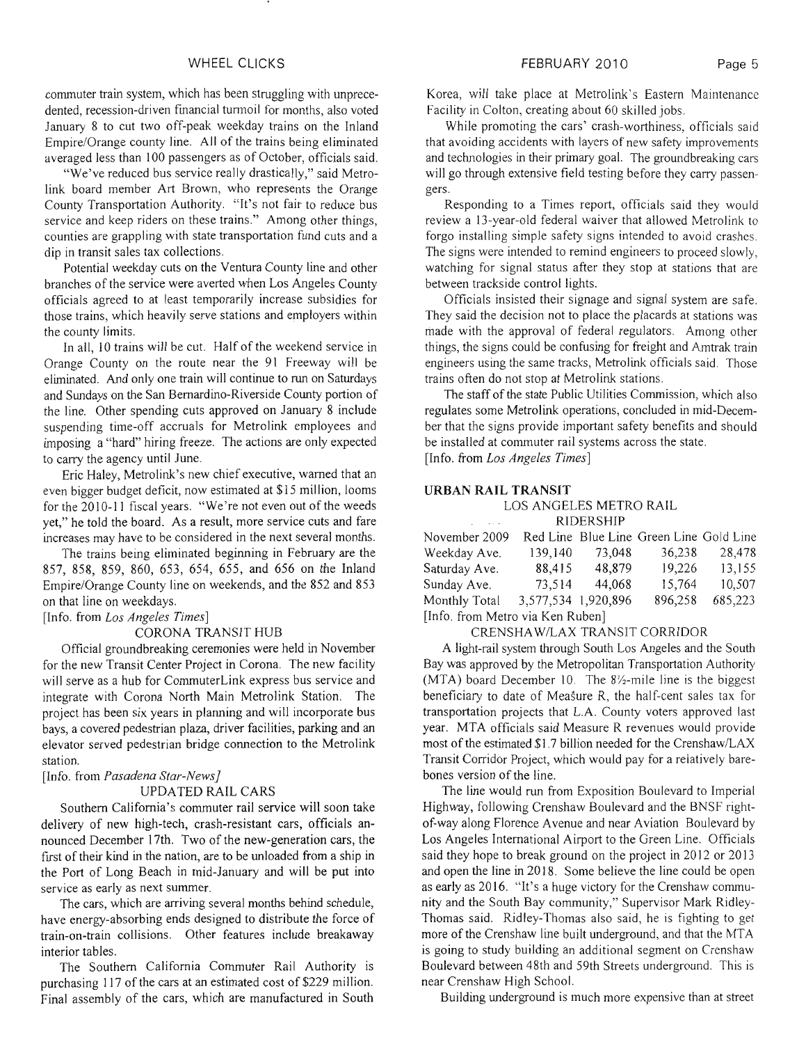commuter train system, which has been struggling with unprecedented, recession-driven financial turmoil for months, also voted January 8 to cut two off-peak weekday trains on the Inland Empire/Orange county line. All of the trains being eliminated averaged less than 100 passengers as of October, officials said.

"We've reduced bus service really drastically," said Metrolink board member Art Brown, who represents the Orange County Transportation Authority. "It's not fair to reduce bus service and keep riders on these trains." Among other things, counties are grappling with state transportation fund cuts and a dip in transit sales tax collections.

Potential weekday cuts on the Ventura County line and other branches of the service were averted when Los Angeles County officials agreed to at least temporarily increase subsidies for those trains, which heavily serve stations and employers within the county limits.

In all, 10 trains will be cut. Half of the weekend service in Orange County on the route near the 91 Freeway will be eliminated. And only one train will continue to run on Saturdays and Sundays on the San Bernardino-Riverside County portion of the line. Other spending cuts approved on January 8 include suspending time-off accruals for Metrolink employees and imposing a "hard" hiring freeze. The actions are only expected to carry the agency until June.

Eric Haley, Metrolink's new chief executive, warned that an even bigger budget deficit, now estimated at $15 million, looms for the 2010-11 fiscal years. "We're not even out of the weeds yet," he told the board. As a result, more service cuts and fare increases may have to be considered in the next several months.

The trains being eliminated beginning in February are the 857, 858, 859, 860, 653, 654, 655, and 656 on the Inland Empire/Orange County line on weekends, and the 852 and 853 on that line on weekdays.

[Info. from *Los Angeles Times*]

### CORONA TRANSIT HUB

Official groundbreaking ceremonies were held in November for the new Transit Center Project in Corona. The new facility will serve as a hub for CommuterLink express bus service and integrate with Corona North Main Metrolink Station. The project has been six years in planning and will incorporate bus bays, a covered pedestrian plaza, driver facilities, parking and an elevator served pedestrian bridge connection to the Metrolink station.

[Info. from *Pasadena Star-News*]

### UPDATED RAIL CARS

Southern California's commuter rail service will soon take delivery of new high-tech, crash-resistant cars, officials announced December 17th. Two of the new-generation cars, the first of their kind in the nation, are to be unloaded from a ship in the Port of Long Beach in mid-January and will be put into service as early as next summer.

The cars, which are arriving several months behind schedule, have energy-absorbing ends designed to distribute the force of train-on-train collisions. Other features include breakaway interior tables.

The Southern California Commuter Rail Authority is purchasing 117 of the cars at an estimated cost of $229 million. Final assembly of the cars, which are manufactured in South Korea, will take place at Metrolink's Eastern Maintenance Facility in Colton, creating about 60 skilled jobs.

While promoting the cars' crash-worthiness, officials said that avoiding accidents with layers of new safety improvements and technologies in their primary goal. The groundbreaking cars will go through extensive field testing before they carry passengers.

Responding to a Times report, officials said they would review a 13-year-old federal waiver that allowed Metrolink to forgo installing simple safety signs intended to avoid crashes. The signs were intended to remind engineers to proceed slowly, watching for signal status after they stop at stations that are between trackside control lights.

Officials insisted their signage and signal system are safe. They said the decision not to place the placards at stations was made with the approval of federal regulators. Among other things, the signs could be confusing for freight and Amtrak train engineers using the same tracks, Metrolink officials said. Those trains often do not stop at Metrolink stations.

The staff of the state Public Utilities Commission, which also regulates some Metrolink operations, concluded in mid-December that the signs provide important safety benefits and should be installed at commuter rail systems across the state.

[Info. from *Los Angeles Times*]

## URBAN RAIL TRANSIT

### LOS ANGELES METRO RAIL RIDERSHIP

| November 2009 | Red Line | Blue Line | Green Line | Gold Line |
|---|---|---|---|---|
| Weekday Ave. | 139,140 | 73,048 | 36,238 | 28,478 |
| Saturday Ave. | 88,415 | 48,879 | 19,226 | 13,155 |
| Sunday Ave. | 73,514 | 44,068 | 15,764 | 10,507 |
| Monthly Total | 3,577,534 | 1,920,896 | 896,258 | 685,223 |

[Info. from Metro via Ken Ruben]

### CRENSHAW/LAX TRANSIT CORRIDOR

A light-rail system through South Los Angeles and the South Bay was approved by the Metropolitan Transportation Authority (MTA) board December 10. The 8½-mile line is the biggest beneficiary to date of Measure R, the half-cent sales tax for transportation projects that L.A. County voters approved last year. MTA officials said Measure R revenues would provide most of the estimated $1.7 billion needed for the Crenshaw/LAX Transit Corridor Project, which would pay for a relatively bare-bones version of the line.

The line would run from Exposition Boulevard to Imperial Highway, following Crenshaw Boulevard and the BNSF right-of-way along Florence Avenue and near Aviation Boulevard by Los Angeles International Airport to the Green Line. Officials said they hope to break ground on the project in 2012 or 2013 and open the line in 2018. Some believe the line could be open as early as 2016. "It's a huge victory for the Crenshaw community and the South Bay community," Supervisor Mark Ridley-Thomas said. Ridley-Thomas also said, he is fighting to get more of the Crenshaw line built underground, and that the MTA is going to study building an additional segment on Crenshaw Boulevard between 48th and 59th Streets underground. This is near Crenshaw High School.

Building underground is much more expensive than at street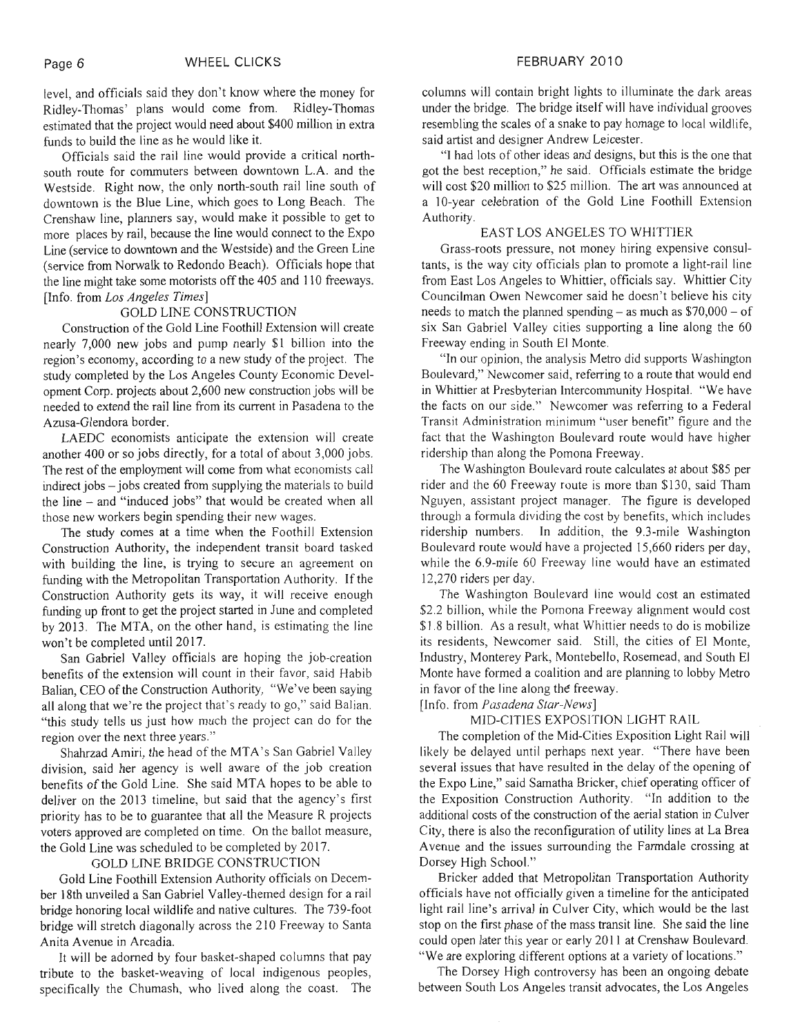level, and officials said they don't know where the money for Ridley-Thomas' plans would come from. Ridley-Thomas estimated that the project would need about $400 million in extra funds to build the line as he would like it.

Officials said the rail line would provide a critical north-south route for commuters between downtown L.A. and the Westside. Right now, the only north-south rail line south of downtown is the Blue Line, which goes to Long Beach. The Crenshaw line, planners say, would make it possible to get to more places by rail, because the line would connect to the Expo Line (service to downtown and the Westside) and the Green Line (service from Norwalk to Redondo Beach). Officials hope that the line might take some motorists off the 405 and 110 freeways. [Info. from *Los Angeles Times*]

### GOLD LINE CONSTRUCTION

Construction of the Gold Line Foothill Extension will create nearly 7,000 new jobs and pump nearly $1 billion into the region's economy, according to a new study of the project. The study completed by the Los Angeles County Economic Development Corp. projects about 2,600 new construction jobs will be needed to extend the rail line from its current in Pasadena to the Azusa-Glendora border.

LAEDC economists anticipate the extension will create another 400 or so jobs directly, for a total of about 3,000 jobs. The rest of the employment will come from what economists call indirect jobs – jobs created from supplying the materials to build the line – and "induced jobs" that would be created when all those new workers begin spending their new wages.

The study comes at a time when the Foothill Extension Construction Authority, the independent transit board tasked with building the line, is trying to secure an agreement on funding with the Metropolitan Transportation Authority. If the Construction Authority gets its way, it will receive enough funding up front to get the project started in June and completed by 2013. The MTA, on the other hand, is estimating the line won't be completed until 2017.

San Gabriel Valley officials are hoping the job-creation benefits of the extension will count in their favor, said Habib Balian, CEO of the Construction Authority. "We've been saying all along that we're the project that's ready to go," said Balian. "this study tells us just how much the project can do for the region over the next three years."

Shahrzad Amiri, the head of the MTA's San Gabriel Valley division, said her agency is well aware of the job creation benefits of the Gold Line. She said MTA hopes to be able to deliver on the 2013 timeline, but said that the agency's first priority has to be to guarantee that all the Measure R projects voters approved are completed on time. On the ballot measure, the Gold Line was scheduled to be completed by 2017.

### GOLD LINE BRIDGE CONSTRUCTION

Gold Line Foothill Extension Authority officials on December 18th unveiled a San Gabriel Valley-themed design for a rail bridge honoring local wildlife and native cultures. The 739-foot bridge will stretch diagonally across the 210 Freeway to Santa Anita Avenue in Arcadia.

It will be adorned by four basket-shaped columns that pay tribute to the basket-weaving of local indigenous peoples, specifically the Chumash, who lived along the coast. The columns will contain bright lights to illuminate the dark areas under the bridge. The bridge itself will have individual grooves resembling the scales of a snake to pay homage to local wildlife, said artist and designer Andrew Leicester.

"I had lots of other ideas and designs, but this is the one that got the best reception," he said. Officials estimate the bridge will cost $20 million to $25 million. The art was announced at a 10-year celebration of the Gold Line Foothill Extension Authority.

### EAST LOS ANGELES TO WHITTIER

Grass-roots pressure, not money hiring expensive consultants, is the way city officials plan to promote a light-rail line from East Los Angeles to Whittier, officials say. Whittier City Councilman Owen Newcomer said he doesn't believe his city needs to match the planned spending – as much as $70,000 – of six San Gabriel Valley cities supporting a line along the 60 Freeway ending in South El Monte.

"In our opinion, the analysis Metro did supports Washington Boulevard," Newcomer said, referring to a route that would end in Whittier at Presbyterian Intercommunity Hospital. "We have the facts on our side." Newcomer was referring to a Federal Transit Administration minimum "user benefit" figure and the fact that the Washington Boulevard route would have higher ridership than along the Pomona Freeway.

The Washington Boulevard route calculates at about $85 per rider and the 60 Freeway route is more than $130, said Tham Nguyen, assistant project manager. The figure is developed through a formula dividing the cost by benefits, which includes ridership numbers. In addition, the 9.3-mile Washington Boulevard route would have a projected 15,660 riders per day, while the 6.9-mile 60 Freeway line would have an estimated 12,270 riders per day.

The Washington Boulevard line would cost an estimated $2.2 billion, while the Pomona Freeway alignment would cost $1.8 billion. As a result, what Whittier needs to do is mobilize its residents, Newcomer said. Still, the cities of El Monte, Industry, Monterey Park, Montebello, Rosemead, and South El Monte have formed a coalition and are planning to lobby Metro in favor of the line along the freeway.

[Info. from *Pasadena Star-News*]

### MID-CITIES EXPOSITION LIGHT RAIL

The completion of the Mid-Cities Exposition Light Rail will likely be delayed until perhaps next year. "There have been several issues that have resulted in the delay of the opening of the Expo Line," said Samatha Bricker, chief operating officer of the Exposition Construction Authority. "In addition to the additional costs of the construction of the aerial station in Culver City, there is also the reconfiguration of utility lines at La Brea Avenue and the issues surrounding the Farmdale crossing at Dorsey High School."

Bricker added that Metropolitan Transportation Authority officials have not officially given a timeline for the anticipated light rail line's arrival in Culver City, which would be the last stop on the first phase of the mass transit line. She said the line could open later this year or early 2011 at Crenshaw Boulevard. "We are exploring different options at a variety of locations."

The Dorsey High controversy has been an ongoing debate between South Los Angeles transit advocates, the Los Angeles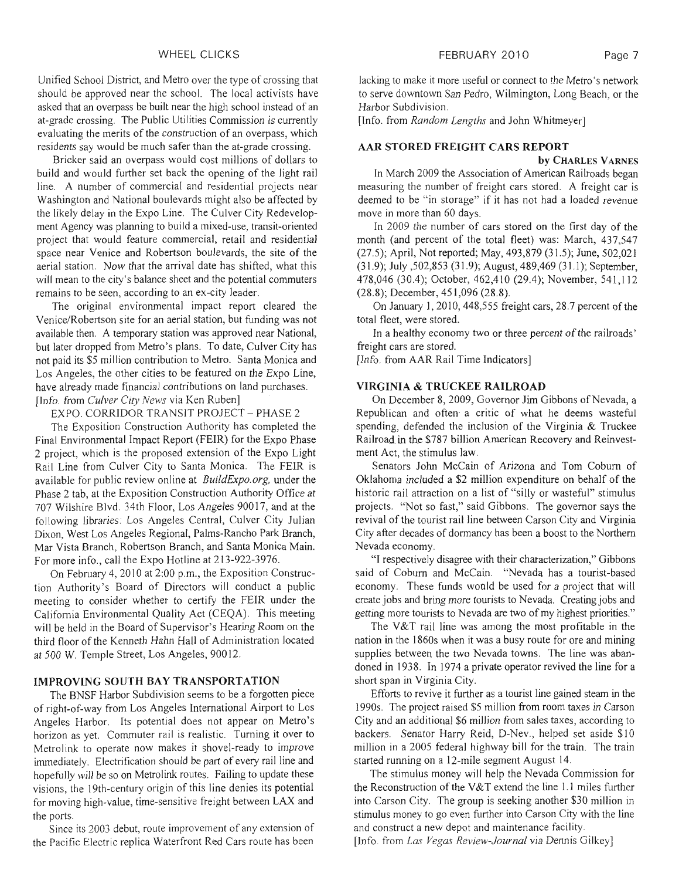Unified School District, and Metro over the type of crossing that should be approved near the school. The local activists have asked that an overpass be built near the high school instead of an at-grade crossing. The Public Utilities Commission is currently evaluating the merits of the construction of an overpass, which residents say would be much safer than the at-grade crossing.

Bricker said an overpass would cost millions of dollars to build and would further set back the opening of the light rail line. A number of commercial and residential projects near Washington and National boulevards might also be affected by the likely delay in the Expo Line. The Culver City Redevelopment Agency was planning to build a mixed-use, transit-oriented project that would feature commercial, retail and residential space near Venice and Robertson boulevards, the site of the aerial station. Now that the arrival date has shifted, what this will mean to the city's balance sheet and the potential commuters remains to be seen, according to an ex-city leader.

The original environmental impact report cleared the Venice/Robertson site for an aerial station, but funding was not available then. A temporary station was approved near National, but later dropped from Metro's plans. To date, Culver City has not paid its $5 million contribution to Metro. Santa Monica and Los Angeles, the other cities to be featured on the Expo Line, have already made financial contributions on land purchases.
[Info. from *Culver City News* via Ken Ruben]

EXPO. CORRIDOR TRANSIT PROJECT – PHASE 2

The Exposition Construction Authority has completed the Final Environmental Impact Report (FEIR) for the Expo Phase 2 project, which is the proposed extension of the Expo Light Rail Line from Culver City to Santa Monica. The FEIR is available for public review online at *BuildExpo.org,* under the Phase 2 tab, at the Exposition Construction Authority Office at 707 Wilshire Blvd. 34th Floor, Los Angeles 90017, and at the following libraries: Los Angeles Central, Culver City Julian Dixon, West Los Angeles Regional, Palms-Rancho Park Branch, Mar Vista Branch, Robertson Branch, and Santa Monica Main. For more info., call the Expo Hotline at 213-922-3976.

On February 4, 2010 at 2:00 p.m., the Exposition Construction Authority's Board of Directors will conduct a public meeting to consider whether to certify the FEIR under the California Environmental Quality Act (CEQA). This meeting will be held in the Board of Supervisor's Hearing Room on the third floor of the Kenneth Hahn Hall of Administration located at 500 W. Temple Street, Los Angeles, 90012.

## IMPROVING SOUTH BAY TRANSPORTATION

The BNSF Harbor Subdivision seems to be a forgotten piece of right-of-way from Los Angeles International Airport to Los Angeles Harbor. Its potential does not appear on Metro's horizon as yet. Commuter rail is realistic. Turning it over to Metrolink to operate now makes it shovel-ready to improve immediately. Electrification should be part of every rail line and hopefully will be so on Metrolink routes. Failing to update these visions, the 19th-century origin of this line denies its potential for moving high-value, time-sensitive freight between LAX and the ports.

Since its 2003 debut, route improvement of any extension of the Pacific Electric replica Waterfront Red Cars route has been lacking to make it more useful or connect to the Metro's network to serve downtown San Pedro, Wilmington, Long Beach, or the Harbor Subdivision.
[Info. from *Random Lengths* and John Whitmeyer]

## AAR STORED FREIGHT CARS REPORT

**by CHARLES VARNES**

In March 2009 the Association of American Railroads began measuring the number of freight cars stored. A freight car is deemed to be "in storage" if it has not had a loaded revenue move in more than 60 days.

In 2009 the number of cars stored on the first day of the month (and percent of the total fleet) was: March, 437,547 (27.5); April, Not reported; May, 493,879 (31.5); June, 502,021 (31.9); July ,502,853 (31.9); August, 489,469 (31.1); September, 478,046 (30.4); October, 462,410 (29.4); November, 541,112 (28.8); December, 451,096 (28.8).

On January 1, 2010, 448,555 freight cars, 28.7 percent of the total fleet, were stored.

In a healthy economy two or three percent of the railroads' freight cars are stored.
[Info. from AAR Rail Time Indicators]

## VIRGINIA & TRUCKEE RAILROAD

On December 8, 2009, Governor Jim Gibbons of Nevada, a Republican and often a critic of what he deems wasteful spending, defended the inclusion of the Virginia & Truckee Railroad in the $787 billion American Recovery and Reinvestment Act, the stimulus law.

Senators John McCain of Arizona and Tom Coburn of Oklahoma included a $2 million expenditure on behalf of the historic rail attraction on a list of "silly or wasteful" stimulus projects. "Not so fast," said Gibbons. The governor says the revival of the tourist rail line between Carson City and Virginia City after decades of dormancy has been a boost to the Northern Nevada economy.

"I respectively disagree with their characterization," Gibbons said of Coburn and McCain. "Nevada has a tourist-based economy. These funds would be used for a project that will create jobs and bring more tourists to Nevada. Creating jobs and getting more tourists to Nevada are two of my highest priorities."

The V&T rail line was among the most profitable in the nation in the 1860s when it was a busy route for ore and mining supplies between the two Nevada towns. The line was abandoned in 1938. In 1974 a private operator revived the line for a short span in Virginia City.

Efforts to revive it further as a tourist line gained steam in the 1990s. The project raised $5 million from room taxes in Carson City and an additional $6 million from sales taxes, according to backers. Senator Harry Reid, D-Nev., helped set aside $10 million in a 2005 federal highway bill for the train. The train started running on a 12-mile segment August 14.

The stimulus money will help the Nevada Commission for the Reconstruction of the V&T extend the line 1.1 miles further into Carson City. The group is seeking another $30 million in stimulus money to go even further into Carson City with the line and construct a new depot and maintenance facility.
[Info. from *Las Vegas Review-Journal* via Dennis Gilkey]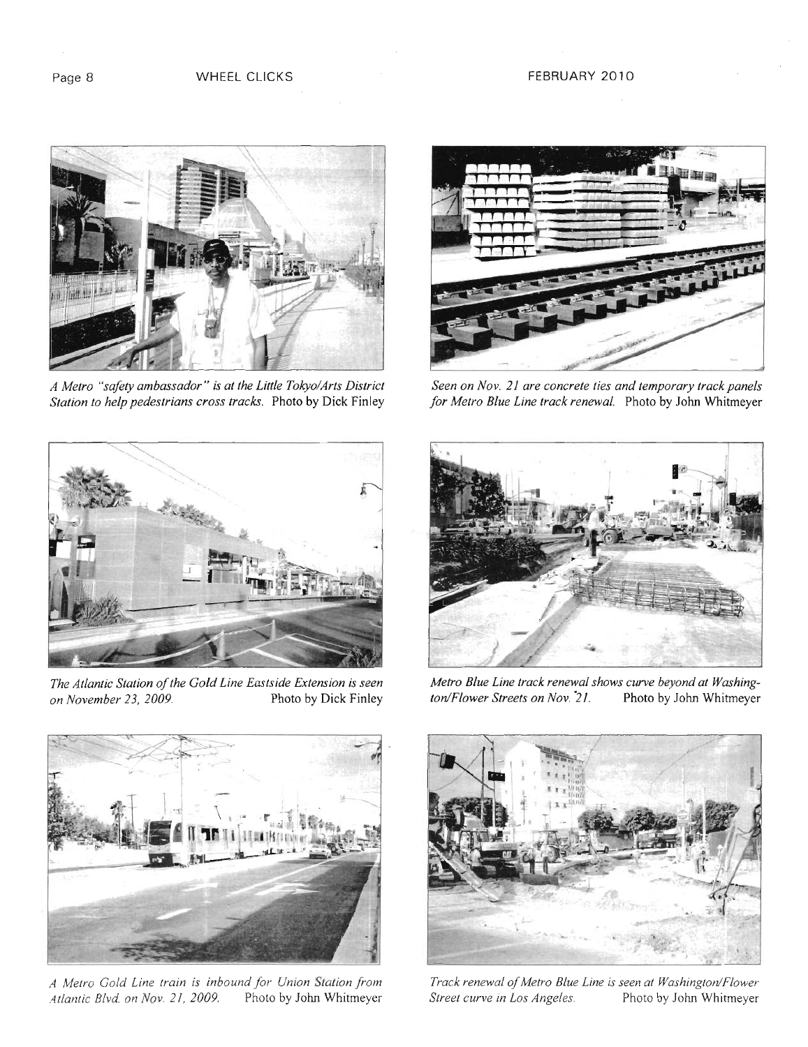*A Metro "safety ambassador" is at the Little Tokyo/Arts District Station to help pedestrians cross tracks.* Photo by Dick Finley

*Seen on Nov. 21 are concrete ties and temporary track panels for Metro Blue Line track renewal.* Photo by John Whitmeyer

*The Atlantic Station of the Gold Line Eastside Extension is seen on November 23, 2009.* Photo by Dick Finley

*Metro Blue Line track renewal shows curve beyond at Washington/Flower Streets on Nov. 21.* Photo by John Whitmeyer

*A Metro Gold Line train is inbound for Union Station from Atlantic Blvd. on Nov. 21, 2009.* Photo by John Whitmeyer

*Track renewal of Metro Blue Line is seen at Washington/Flower Street curve in Los Angeles.* Photo by John Whitmeyer